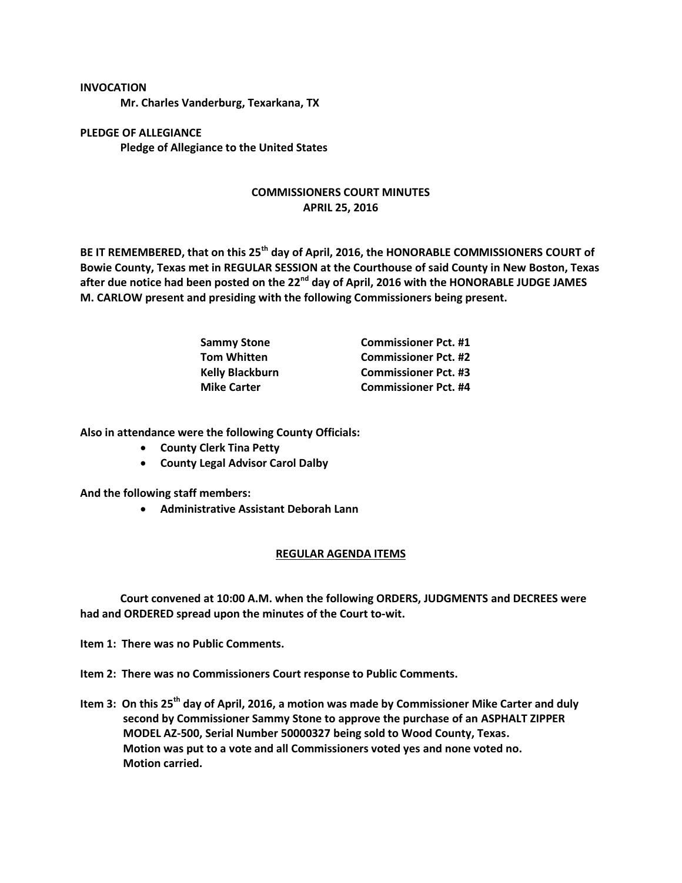**INVOCATION**

**Mr. Charles Vanderburg, Texarkana, TX**

**PLEDGE OF ALLEGIANCE**

**Pledge of Allegiance to the United States**

## COMMISSIONERS COURT MINUTES
## APRIL 25, 2016

**BE IT REMEMBERED, that on this 25th day of April, 2016, the HONORABLE COMMISSIONERS COURT of Bowie County, Texas met in REGULAR SESSION at the Courthouse of said County in New Boston, Texas after due notice had been posted on the 22nd day of April, 2016 with the HONORABLE JUDGE JAMES M. CARLOW present and presiding with the following Commissioners being present.**

| | |
|---|---|
| **Sammy Stone** | **Commissioner Pct. #1** |
| **Tom Whitten** | **Commissioner Pct. #2** |
| **Kelly Blackburn** | **Commissioner Pct. #3** |
| **Mike Carter** | **Commissioner Pct. #4** |

**Also in attendance were the following County Officials:**

- **County Clerk Tina Petty**
- **County Legal Advisor Carol Dalby**

**And the following staff members:**

- **Administrative Assistant Deborah Lann**

**REGULAR AGENDA ITEMS**

**Court convened at 10:00 A.M. when the following ORDERS, JUDGMENTS and DECREES were had and ORDERED spread upon the minutes of the Court to-wit.**

**Item 1: There was no Public Comments.**

**Item 2: There was no Commissioners Court response to Public Comments.**

**Item 3: On this 25th day of April, 2016, a motion was made by Commissioner Mike Carter and duly second by Commissioner Sammy Stone to approve the purchase of an ASPHALT ZIPPER MODEL AZ-500, Serial Number 50000327 being sold to Wood County, Texas. Motion was put to a vote and all Commissioners voted yes and none voted no. Motion carried.**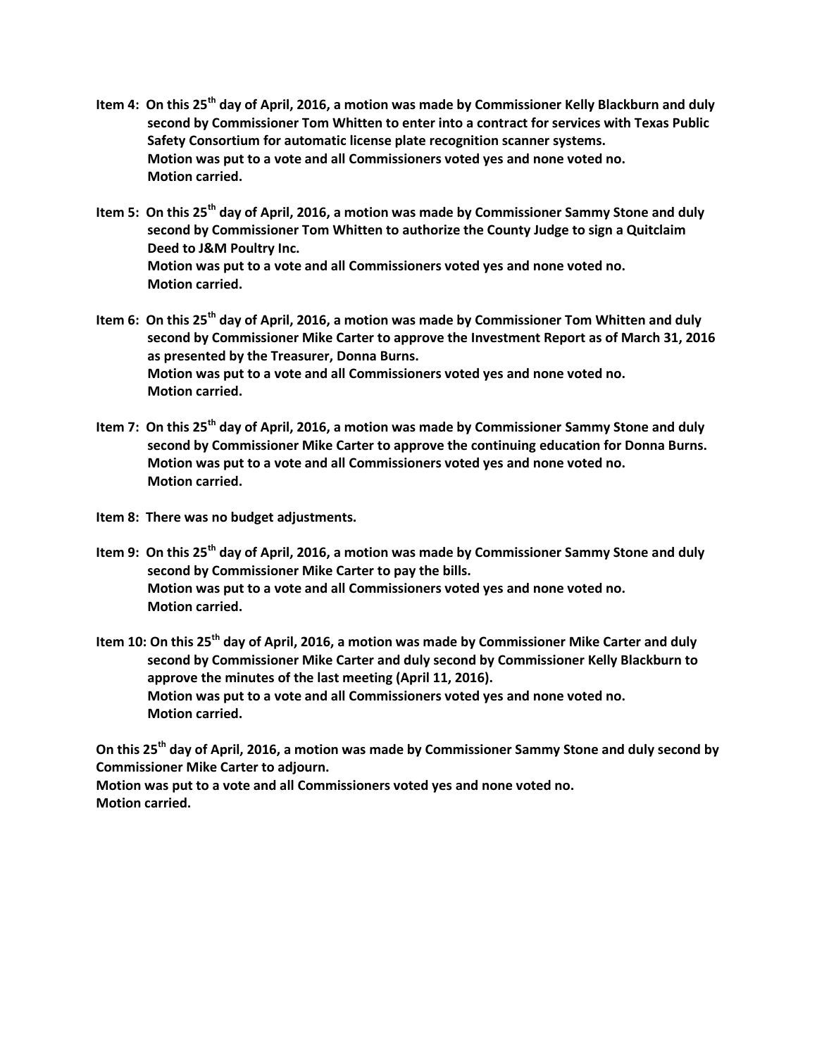**Item 4: On this 25th day of April, 2016, a motion was made by Commissioner Kelly Blackburn and duly second by Commissioner Tom Whitten to enter into a contract for services with Texas Public Safety Consortium for automatic license plate recognition scanner systems.**
**Motion was put to a vote and all Commissioners voted yes and none voted no.**
**Motion carried.**

**Item 5: On this 25th day of April, 2016, a motion was made by Commissioner Sammy Stone and duly second by Commissioner Tom Whitten to authorize the County Judge to sign a Quitclaim Deed to J&M Poultry Inc.**
**Motion was put to a vote and all Commissioners voted yes and none voted no.**
**Motion carried.**

**Item 6: On this 25th day of April, 2016, a motion was made by Commissioner Tom Whitten and duly second by Commissioner Mike Carter to approve the Investment Report as of March 31, 2016 as presented by the Treasurer, Donna Burns.**
**Motion was put to a vote and all Commissioners voted yes and none voted no.**
**Motion carried.**

**Item 7: On this 25th day of April, 2016, a motion was made by Commissioner Sammy Stone and duly second by Commissioner Mike Carter to approve the continuing education for Donna Burns.**
**Motion was put to a vote and all Commissioners voted yes and none voted no.**
**Motion carried.**

**Item 8: There was no budget adjustments.**

**Item 9: On this 25th day of April, 2016, a motion was made by Commissioner Sammy Stone and duly second by Commissioner Mike Carter to pay the bills.**
**Motion was put to a vote and all Commissioners voted yes and none voted no.**
**Motion carried.**

**Item 10: On this 25th day of April, 2016, a motion was made by Commissioner Mike Carter and duly second by Commissioner Mike Carter and duly second by Commissioner Kelly Blackburn to approve the minutes of the last meeting (April 11, 2016).**
**Motion was put to a vote and all Commissioners voted yes and none voted no.**
**Motion carried.**

**On this 25th day of April, 2016, a motion was made by Commissioner Sammy Stone and duly second by Commissioner Mike Carter to adjourn.**
**Motion was put to a vote and all Commissioners voted yes and none voted no.**
**Motion carried.**